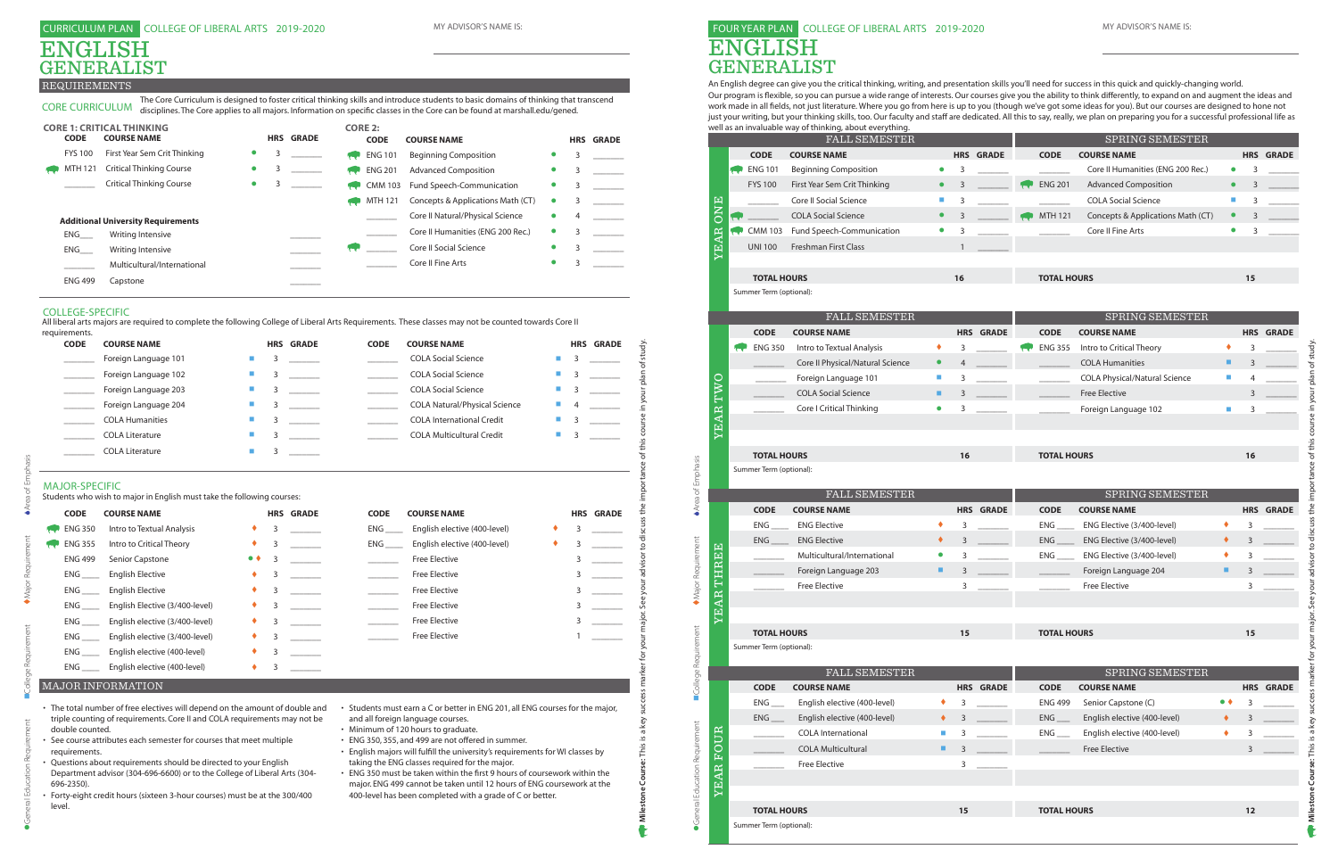# CURRICULUM PLAN — COLLEGE OF LIBERAL ARTS 2019-2020

# ENGLISH GENERALIST

MY ADVISOR'S NAME IS: ____________________

## REQUIREMENTS

**CORE CURRICULUM** The Core Curriculum is designed to foster critical thinking skills and introduce students to basic domains of thinking that transcend disciplines. The Core applies to all majors. Information on specific classes in the Core can be found at marshall.edu/gened.

### CORE 1: CRITICAL THINKING

| CODE | COURSE NAME | | HRS | GRADE |
|---|---|---|---|---|
| FYS 100 | First Year Sem Crit Thinking | ● | 3 | |
| MTH 121 | Critical Thinking Course | ● | 3 | |
| ______ | Critical Thinking Course | ● | 3 | |

**Additional University Requirements**

| CODE | COURSE NAME | GRADE |
|---|---|---|
| ENG___ | Writing Intensive | |
| ENG___ | Writing Intensive | |
| ______ | Multicultural/International | |
| ENG 499 | Capstone | |

### CORE 2:

| CODE | COURSE NAME | | HRS | GRADE |
|---|---|---|---|---|
| ENG 101 | Beginning Composition | ● | 3 | |
| ENG 201 | Advanced Composition | ● | 3 | |
| CMM 103 | Fund Speech-Communication | ● | 3 | |
| MTH 121 | Concepts & Applications Math (CT) | ● | 3 | |
| ______ | Core II Natural/Physical Science | ● | 4 | |
| ______ | Core II Humanities (ENG 200 Rec.) | ● | 3 | |
| ______ | Core II Social Science | ● | 3 | |
| ______ | Core II Fine Arts | ● | 3 | |

## COLLEGE-SPECIFIC

All liberal arts majors are required to complete the following College of Liberal Arts Requirements. These classes may not be counted towards Core II requirements.

| CODE | COURSE NAME | | HRS | GRADE |
|---|---|---|---|---|
| ______ | Foreign Language 101 | ■ | 3 | |
| ______ | Foreign Language 102 | ■ | 3 | |
| ______ | Foreign Language 203 | ■ | 3 | |
| ______ | Foreign Language 204 | ■ | 3 | |
| ______ | COLA Humanities | ■ | 3 | |
| ______ | COLA Literature | ■ | 3 | |
| ______ | COLA Literature | ■ | 3 | |
| ______ | COLA Social Science | ■ | 3 | |
| ______ | COLA Social Science | ■ | 3 | |
| ______ | COLA Social Science | ■ | 3 | |
| ______ | COLA Natural/Physical Science | ■ | 4 | |
| ______ | COLA International Credit | ■ | 3 | |
| ______ | COLA Multicultural Credit | ■ | 3 | |

## MAJOR-SPECIFIC

Students who wish to major in English must take the following courses:

| CODE | COURSE NAME | | HRS | GRADE |
|---|---|---|---|---|
| ENG 350 | Intro to Textual Analysis | ♦ | 3 | |
| ENG 355 | Intro to Critical Theory | ♦ | 3 | |
| ENG 499 | Senior Capstone | ●♦ | 3 | |
| ENG ___ | English Elective | ♦ | 3 | |
| ENG ___ | English Elective | ♦ | 3 | |
| ENG ___ | English Elective (3/400-level) | ♦ | 3 | |
| ENG ___ | English elective (3/400-level) | ♦ | 3 | |
| ENG ___ | English elective (3/400-level) | ♦ | 3 | |
| ENG ___ | English elective (400-level) | ♦ | 3 | |
| ENG ___ | English elective (400-level) | ♦ | 3 | |
| ENG ___ | English elective (400-level) | ♦ | 3 | |
| ENG ___ | English elective (400-level) | ♦ | 3 | |
| ______ | Free Elective | | 3 | |
| ______ | Free Elective | | 3 | |
| ______ | Free Elective | | 3 | |
| ______ | Free Elective | | 3 | |
| ______ | Free Elective | | 3 | |
| ______ | Free Elective | | 1 | |

## MAJOR INFORMATION

- The total number of free electives will depend on the amount of double and triple counting of requirements. Core II and COLA requirements may not be double counted.
- See course attributes each semester for courses that meet multiple requirements.
- Questions about requirements should be directed to your English Department advisor (304-696-6600) or to the College of Liberal Arts (304-696-2350).
- Forty-eight credit hours (sixteen 3-hour courses) must be at the 300/400 level.
- Students must earn a C or better in ENG 201, all ENG courses for the major, and all foreign language courses.
- Minimum of 120 hours to graduate.
- ENG 350, 355, and 499 are not offered in summer.
- English majors will fulfill the university's requirements for WI classes by taking the ENG classes required for the major.
- ENG 350 must be taken within the first 9 hours of coursework within the major. ENG 499 cannot be taken until 12 hours of ENG coursework at the 400-level has been completed with a grade of C or better.

**Milestone Course:** This is a key success marker for your major. See your advisor to discuss the importance of this course in your plan of study.

● General Education Requirement ■ College Requirement ♦ Major Requirement ♦ Area of Emphasis

# FOUR YEAR PLAN — COLLEGE OF LIBERAL ARTS 2019-2020

# ENGLISH GENERALIST

MY ADVISOR'S NAME IS: ____________________

An English degree can give you the critical thinking, writing, and presentation skills you'll need for success in this quick and quickly-changing world. Our program is flexible, so you can pursue a wide range of interests. Our courses give you the ability to think differently, to expand on and augment the ideas and work made in all fields, not just literature. Where you go from here is up to you (though we've got some ideas for you). But our courses are designed to hone not just your writing, but your thinking skills, too. Our faculty and staff are dedicated. All this to say, really, we plan on preparing you for a successful professional life as well as an invaluable way of thinking, about everything.

### YEAR ONE

| FALL SEMESTER | | | | | SPRING SEMESTER | | | | |
|---|---|---|---|---|---|---|---|---|---|
| CODE | COURSE NAME | | HRS | GRADE | CODE | COURSE NAME | | HRS | GRADE |
| ENG 101 | Beginning Composition | ● | 3 | | ______ | Core II Humanities (ENG 200 Rec.) | ● | 3 | |
| FYS 100 | First Year Sem Crit Thinking | ● | 3 | | ENG 201 | Advanced Composition | ● | 3 | |
| ______ | Core II Social Science | ■ | 3 | | ______ | COLA Social Science | ■ | 3 | |
| ______ | COLA Social Science | ● | 3 | | MTH 121 | Concepts & Applications Math (CT) | ● | 3 | |
| CMM 103 | Fund Speech-Communication | ● | 3 | | ______ | Core II Fine Arts | ● | 3 | |
| UNI 100 | Freshman First Class | | 1 | | | | | | |
| **TOTAL HOURS** | | | **16** | | **TOTAL HOURS** | | | **15** | |

Summer Term (optional):

### YEAR TWO

| FALL SEMESTER | | | | | SPRING SEMESTER | | | | |
|---|---|---|---|---|---|---|---|---|---|
| CODE | COURSE NAME | | HRS | GRADE | CODE | COURSE NAME | | HRS | GRADE |
| ENG 350 | Intro to Textual Analysis | ♦ | 3 | | ENG 355 | Intro to Critical Theory | ♦ | 3 | |
| ______ | Core II Physical/Natural Science | ● | 4 | | ______ | COLA Humanities | ■ | 3 | |
| ______ | Foreign Language 101 | ■ | 3 | | ______ | COLA Physical/Natural Science | ■ | 4 | |
| ______ | COLA Social Science | ■ | 3 | | ______ | Free Elective | | 3 | |
| ______ | Core I Critical Thinking | ● | 3 | | ______ | Foreign Language 102 | ■ | 3 | |
| **TOTAL HOURS** | | | **16** | | **TOTAL HOURS** | | | **16** | |

Summer Term (optional):

### YEAR THREE

| FALL SEMESTER | | | | | SPRING SEMESTER | | | | |
|---|---|---|---|---|---|---|---|---|---|
| CODE | COURSE NAME | | HRS | GRADE | CODE | COURSE NAME | | HRS | GRADE |
| ENG ___ | ENG Elective | ♦ | 3 | | ENG ___ | ENG Elective (3/400-level) | ♦ | 3 | |
| ENG ___ | ENG Elective | ♦ | 3 | | ENG ___ | ENG Elective (3/400-level) | ♦ | 3 | |
| ______ | Multicultural/International | ● | 3 | | ENG ___ | ENG Elective (3/400-level) | ♦ | 3 | |
| ______ | Foreign Language 203 | ■ | 3 | | ______ | Foreign Language 204 | ■ | 3 | |
| ______ | Free Elective | | 3 | | ______ | Free Elective | | 3 | |
| **TOTAL HOURS** | | | **15** | | **TOTAL HOURS** | | | **15** | |

Summer Term (optional):

### YEAR FOUR

| FALL SEMESTER | | | | | SPRING SEMESTER | | | | |
|---|---|---|---|---|---|---|---|---|---|
| CODE | COURSE NAME | | HRS | GRADE | CODE | COURSE NAME | | HRS | GRADE |
| ENG ___ | English elective (400-level) | ♦ | 3 | | ENG 499 | Senior Capstone (C) | ●♦ | 3 | |
| ENG ___ | English elective (400-level) | ♦ | 3 | | ENG ___ | English elective (400-level) | ♦ | 3 | |
| ______ | COLA International | ■ | 3 | | ENG ___ | English elective (400-level) | ♦ | 3 | |
| ______ | COLA Multicultural | ■ | 3 | | ______ | Free Elective | | 3 | |
| ______ | Free Elective | | 3 | | | | | | |
| **TOTAL HOURS** | | | **15** | | **TOTAL HOURS** | | | **12** | |

Summer Term (optional):

**Milestone Course:** This is a key success marker for your major. See your advisor to discuss the importance of this course in your plan of study.

● General Education Requirement ■ College Requirement ♦ Major Requirement ♦ Area of Emphasis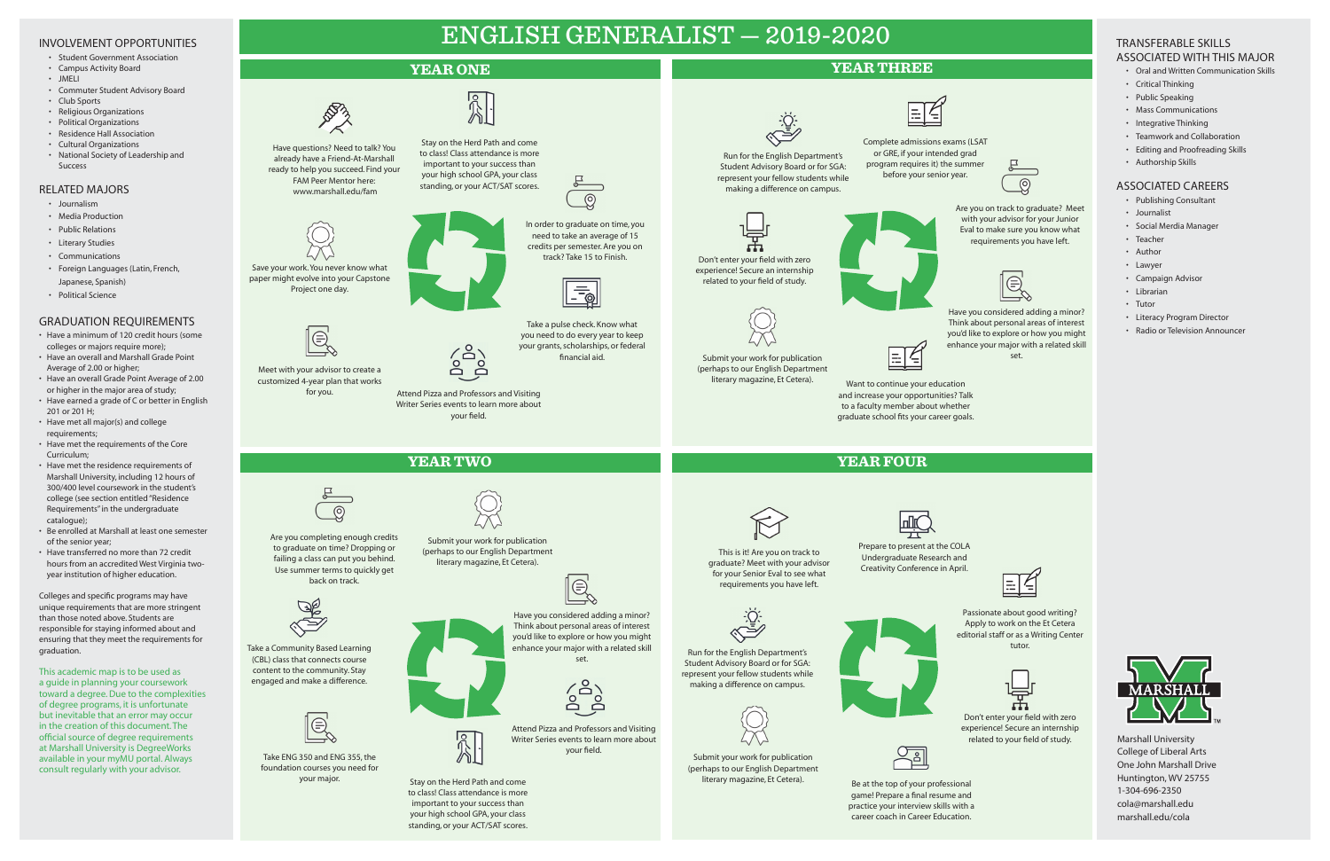# ENGLISH GENERALIST — 2019-2020

## INVOLVEMENT OPPORTUNITIES

- Student Government Association
- Campus Activity Board
- JMELI
- Commuter Student Advisory Board
- Club Sports
- Religious Organizations
- Political Organizations
- Residence Hall Association
- Cultural Organizations
- National Society of Leadership and Success

## RELATED MAJORS

- Journalism
- Media Production
- Public Relations
- Literary Studies
- Communications
- Foreign Languages (Latin, French, Japanese, Spanish)
- Political Science

## GRADUATION REQUIREMENTS

- Have a minimum of 120 credit hours (some colleges or majors require more);
- Have an overall and Marshall Grade Point Average of 2.00 or higher;
- Have an overall Grade Point Average of 2.00 or higher in the major area of study;
- Have earned a grade of C or better in English 201 or 201 H;
- Have met all major(s) and college requirements;
- Have met the requirements of the Core Curriculum;
- Have met the residence requirements of Marshall University, including 12 hours of 300/400 level coursework in the student's college (see section entitled "Residence Requirements" in the undergraduate catalogue);
- Be enrolled at Marshall at least one semester of the senior year;
- Have transferred no more than 72 credit hours from an accredited West Virginia two-year institution of higher education.

Colleges and specific programs may have unique requirements that are more stringent than those noted above. Students are responsible for staying informed about and ensuring that they meet the requirements for graduation.

This academic map is to be used as a guide in planning your coursework toward a degree. Due to the complexities of degree programs, it is unfortunate but inevitable that an error may occur in the creation of this document. The official source of degree requirements at Marshall University is DegreeWorks available in your myMU portal. Always consult regularly with your advisor.

## YEAR ONE

Have questions? Need to talk? You already have a Friend-At-Marshall ready to help you succeed. Find your FAM Peer Mentor here: www.marshall.edu/fam

Stay on the Herd Path and come to class! Class attendance is more important to your success than your high school GPA, your class standing, or your ACT/SAT scores.

In order to graduate on time, you need to take an average of 15 credits per semester. Are you on track? Take 15 to Finish.

Save your work. You never know what paper might evolve into your Capstone Project one day.

Take a pulse check. Know what you need to do every year to keep your grants, scholarships, or federal financial aid.

Meet with your advisor to create a customized 4-year plan that works for you.

Attend Pizza and Professors and Visiting Writer Series events to learn more about your field.

## YEAR TWO

Are you completing enough credits to graduate on time? Dropping or failing a class can put you behind. Use summer terms to quickly get back on track.

Submit your work for publication (perhaps to our English Department literary magazine, Et Cetera).

Have you considered adding a minor? Think about personal areas of interest you'd like to explore or how you might enhance your major with a related skill set.

Take a Community Based Learning (CBL) class that connects course content to the community. Stay engaged and make a difference.

Attend Pizza and Professors and Visiting Writer Series events to learn more about your field.

Take ENG 350 and ENG 355, the foundation courses you need for your major.

Stay on the Herd Path and come to class! Class attendance is more important to your success than your high school GPA, your class standing, or your ACT/SAT scores.

## YEAR THREE

Run for the English Department's Student Advisory Board or for SGA: represent your fellow students while making a difference on campus.

Complete admissions exams (LSAT or GRE, if your intended grad program requires it) the summer before your senior year.

Are you on track to graduate? Meet with your advisor for your Junior Eval to make sure you know what requirements you have left.

Don't enter your field with zero experience! Secure an internship related to your field of study.

Have you considered adding a minor? Think about personal areas of interest you'd like to explore or how you might enhance your major with a related skill set.

Submit your work for publication (perhaps to our English Department literary magazine, Et Cetera).

Want to continue your education and increase your opportunities? Talk to a faculty member about whether graduate school fits your career goals.

## YEAR FOUR

This is it! Are you on track to graduate? Meet with your advisor for your Senior Eval to see what requirements you have left.

Prepare to present at the COLA Undergraduate Research and Creativity Conference in April.

Passionate about good writing? Apply to work on the Et Cetera editorial staff or as a Writing Center tutor.

Run for the English Department's Student Advisory Board or for SGA: represent your fellow students while making a difference on campus.

Don't enter your field with zero experience! Secure an internship related to your field of study.

Submit your work for publication (perhaps to our English Department literary magazine, Et Cetera).

Be at the top of your professional game! Prepare a final resume and practice your interview skills with a career coach in Career Education.

## TRANSFERABLE SKILLS ASSOCIATED WITH THIS MAJOR

- Oral and Written Communication Skills
- Critical Thinking
- Public Speaking
- Mass Communications
- Integrative Thinking
- Teamwork and Collaboration
- Editing and Proofreading Skills
- Authorship Skills

## ASSOCIATED CAREERS

- Publishing Consultant
- Journalist
- Social Merdia Manager
- Teacher
- Author
- Lawyer
- Campaign Advisor
- Librarian
- Tutor
- Literacy Program Director
- Radio or Television Announcer

MARSHALL

Marshall University
College of Liberal Arts
One John Marshall Drive
Huntington, WV 25755
1-304-696-2350
cola@marshall.edu
marshall.edu/cola